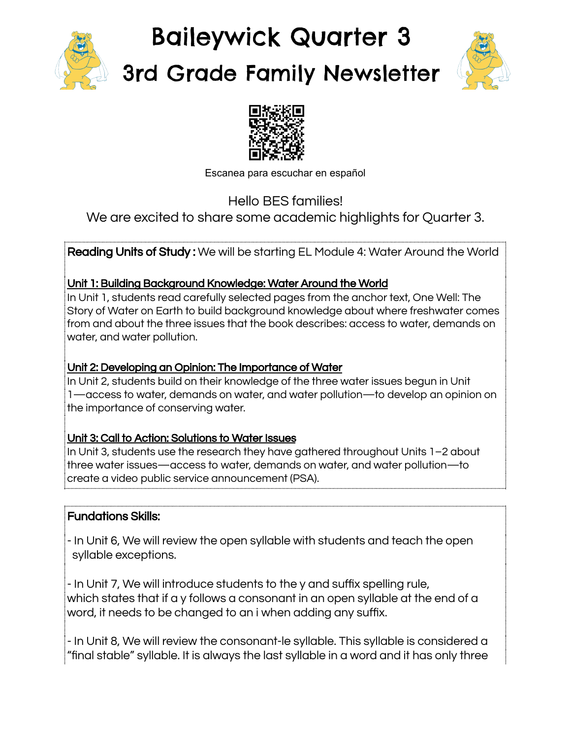# Baileywick Quarter 3

# 3rd Grade Family Newsletter

Escanea para escuchar en español

Hello BES families!
We are excited to share some academic highlights for Quarter 3.

**Reading Units of Study :** We will be starting EL Module 4: Water Around the World

**Unit 1: Building Background Knowledge: Water Around the World**
In Unit 1, students read carefully selected pages from the anchor text, One Well: The Story of Water on Earth to build background knowledge about where freshwater comes from and about the three issues that the book describes: access to water, demands on water, and water pollution.

**Unit 2: Developing an Opinion: The Importance of Water**
In Unit 2, students build on their knowledge of the three water issues begun in Unit 1—access to water, demands on water, and water pollution—to develop an opinion on the importance of conserving water.

**Unit 3: Call to Action: Solutions to Water Issues**
In Unit 3, students use the research they have gathered throughout Units 1–2 about three water issues—access to water, demands on water, and water pollution—to create a video public service announcement (PSA).

**Fundations Skills:**

- In Unit 6, We will review the open syllable with students and teach the open syllable exceptions.

- In Unit 7, We will introduce students to the y and suffix spelling rule, which states that if a y follows a consonant in an open syllable at the end of a word, it needs to be changed to an i when adding any suffix.

- In Unit 8, We will review the consonant-le syllable. This syllable is considered a "final stable" syllable. It is always the last syllable in a word and it has only three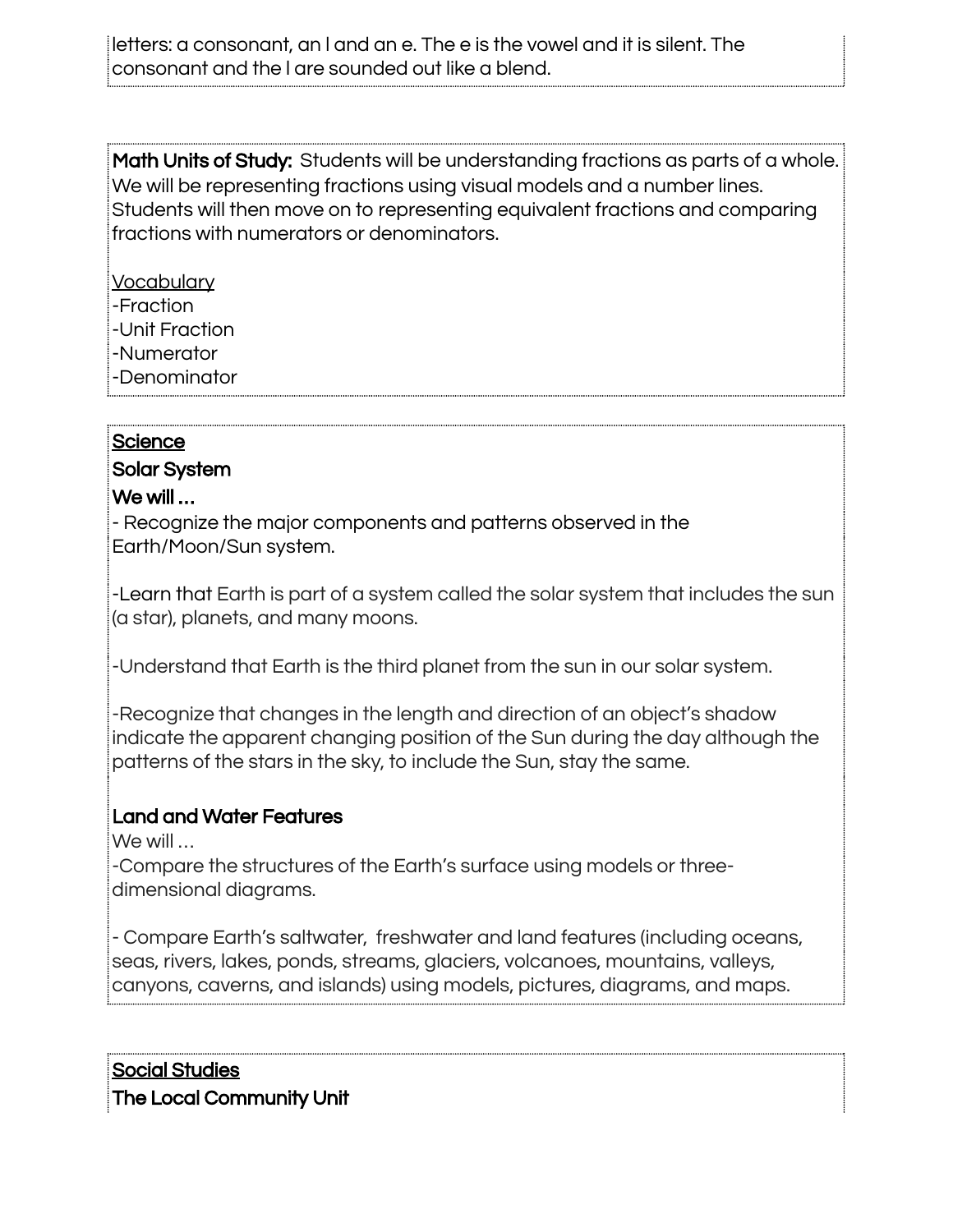letters: a consonant, an l and an e. The e is the vowel and it is silent. The consonant and the l are sounded out like a blend.

**Math Units of Study:** Students will be understanding fractions as parts of a whole. We will be representing fractions using visual models and a number lines. Students will then move on to representing equivalent fractions and comparing fractions with numerators or denominators.

Vocabulary

-Fraction

-Unit Fraction

-Numerator

-Denominator

## Science

### Solar System

**We will …**

- Recognize the major components and patterns observed in the Earth/Moon/Sun system.

-Learn that Earth is part of a system called the solar system that includes the sun (a star), planets, and many moons.

-Understand that Earth is the third planet from the sun in our solar system.

-Recognize that changes in the length and direction of an object's shadow indicate the apparent changing position of the Sun during the day although the patterns of the stars in the sky, to include the Sun, stay the same.

### Land and Water Features

We will …

-Compare the structures of the Earth's surface using models or three-dimensional diagrams.

- Compare Earth's saltwater, freshwater and land features (including oceans, seas, rivers, lakes, ponds, streams, glaciers, volcanoes, mountains, valleys, canyons, caverns, and islands) using models, pictures, diagrams, and maps.

## Social Studies

### The Local Community Unit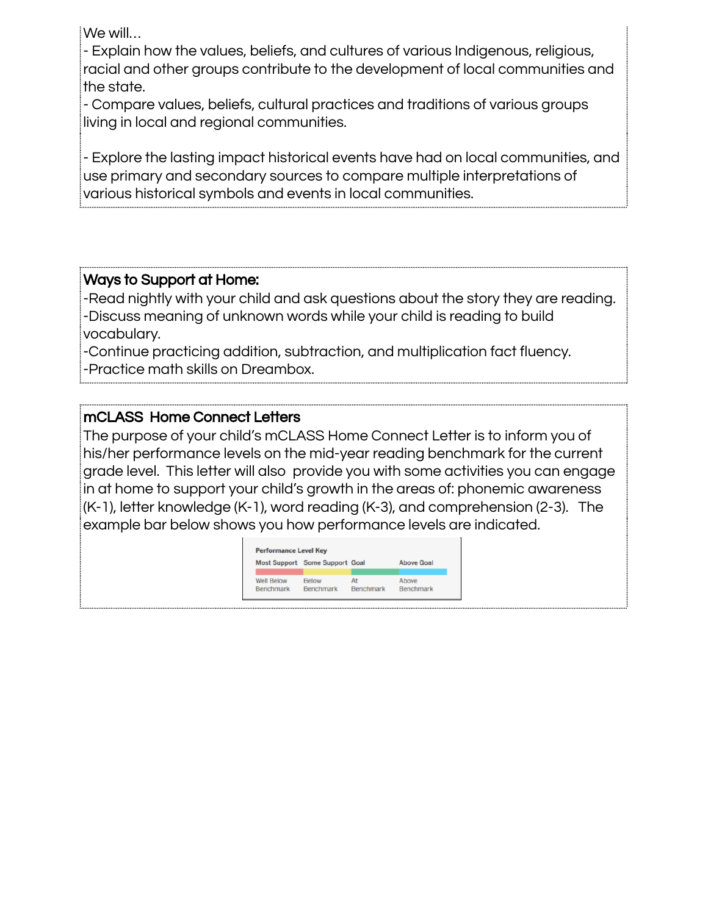We will…
- Explain how the values, beliefs, and cultures of various Indigenous, religious, racial and other groups contribute to the development of local communities and the state.
- Compare values, beliefs, cultural practices and traditions of various groups living in local and regional communities.

- Explore the lasting impact historical events have had on local communities, and use primary and secondary sources to compare multiple interpretations of various historical symbols and events in local communities.

**Ways to Support at Home:**

-Read nightly with your child and ask questions about the story they are reading.
-Discuss meaning of unknown words while your child is reading to build vocabulary.
-Continue practicing addition, subtraction, and multiplication fact fluency.
-Practice math skills on Dreambox.

**mCLASS Home Connect Letters**

The purpose of your child's mCLASS Home Connect Letter is to inform you of his/her performance levels on the mid-year reading benchmark for the current grade level. This letter will also provide you with some activities you can engage in at home to support your child's growth in the areas of: phonemic awareness (K-1), letter knowledge (K-1), word reading (K-3), and comprehension (2-3). The example bar below shows you how performance levels are indicated.

Performance Level Key
Most Support
Some Support
Goal
Above Goal
Well Below Benchmark
Below Benchmark
At Benchmark
Above Benchmark